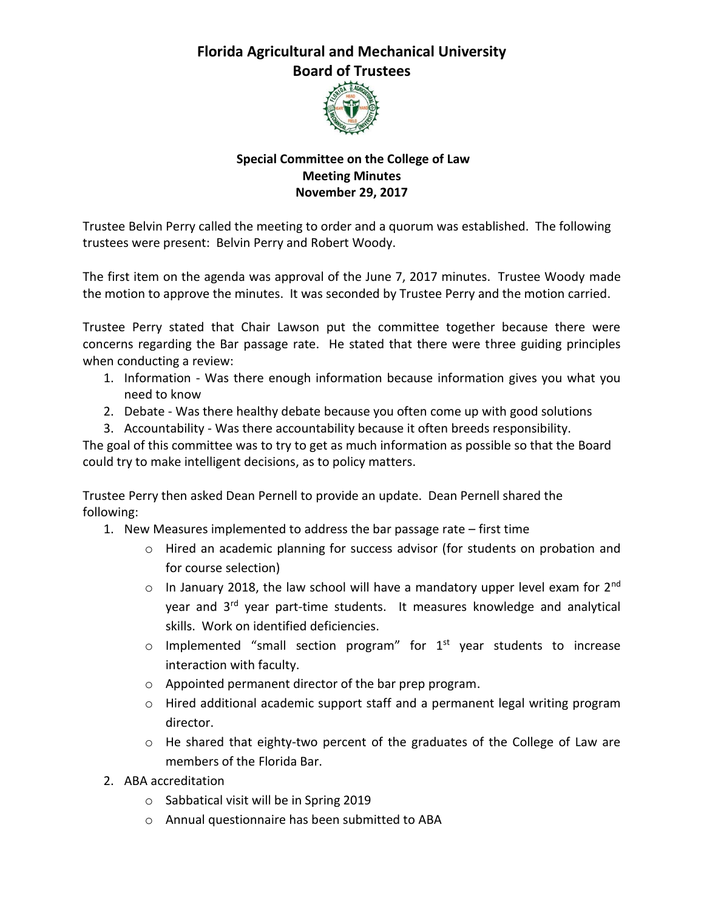# Florida Agricultural and Mechanical University Board of Trustees

### Special Committee on the College of Law
### Meeting Minutes
### November 29, 2017

Trustee Belvin Perry called the meeting to order and a quorum was established. The following trustees were present: Belvin Perry and Robert Woody.

The first item on the agenda was approval of the June 7, 2017 minutes. Trustee Woody made the motion to approve the minutes. It was seconded by Trustee Perry and the motion carried.

Trustee Perry stated that Chair Lawson put the committee together because there were concerns regarding the Bar passage rate. He stated that there were three guiding principles when conducting a review:

1. Information - Was there enough information because information gives you what you need to know
2. Debate - Was there healthy debate because you often come up with good solutions
3. Accountability - Was there accountability because it often breeds responsibility.

The goal of this committee was to try to get as much information as possible so that the Board could try to make intelligent decisions, as to policy matters.

Trustee Perry then asked Dean Pernell to provide an update. Dean Pernell shared the following:

1. New Measures implemented to address the bar passage rate – first time
   - Hired an academic planning for success advisor (for students on probation and for course selection)
   - In January 2018, the law school will have a mandatory upper level exam for 2nd year and 3rd year part-time students. It measures knowledge and analytical skills. Work on identified deficiencies.
   - Implemented "small section program" for 1st year students to increase interaction with faculty.
   - Appointed permanent director of the bar prep program.
   - Hired additional academic support staff and a permanent legal writing program director.
   - He shared that eighty-two percent of the graduates of the College of Law are members of the Florida Bar.
2. ABA accreditation
   - Sabbatical visit will be in Spring 2019
   - Annual questionnaire has been submitted to ABA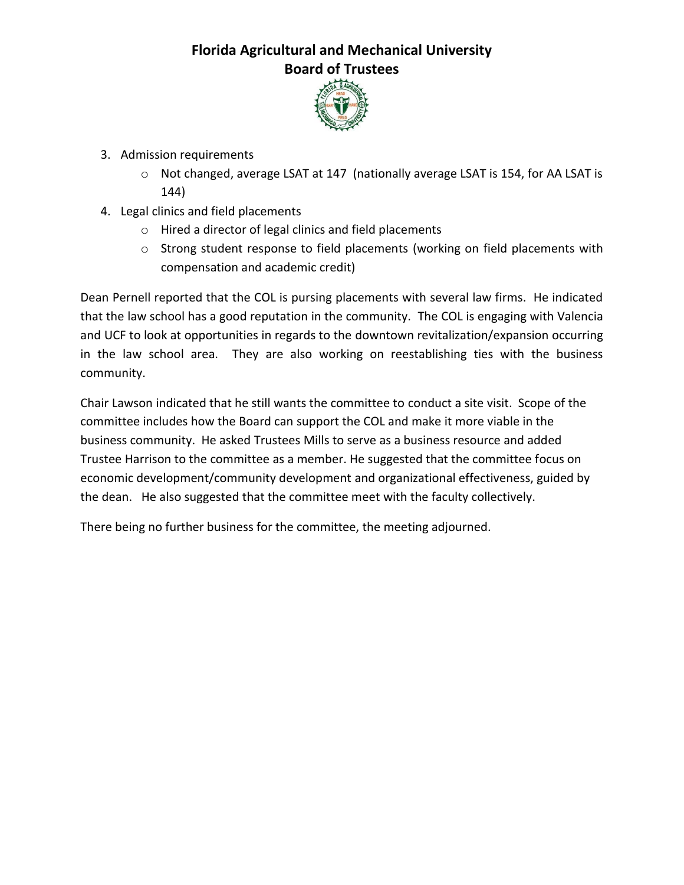3. Admission requirements
    - Not changed, average LSAT at 147 (nationally average LSAT is 154, for AA LSAT is 144)
4. Legal clinics and field placements
    - Hired a director of legal clinics and field placements
    - Strong student response to field placements (working on field placements with compensation and academic credit)

Dean Pernell reported that the COL is pursing placements with several law firms. He indicated that the law school has a good reputation in the community. The COL is engaging with Valencia and UCF to look at opportunities in regards to the downtown revitalization/expansion occurring in the law school area. They are also working on reestablishing ties with the business community.

Chair Lawson indicated that he still wants the committee to conduct a site visit. Scope of the committee includes how the Board can support the COL and make it more viable in the business community. He asked Trustees Mills to serve as a business resource and added Trustee Harrison to the committee as a member. He suggested that the committee focus on economic development/community development and organizational effectiveness, guided by the dean. He also suggested that the committee meet with the faculty collectively.

There being no further business for the committee, the meeting adjourned.